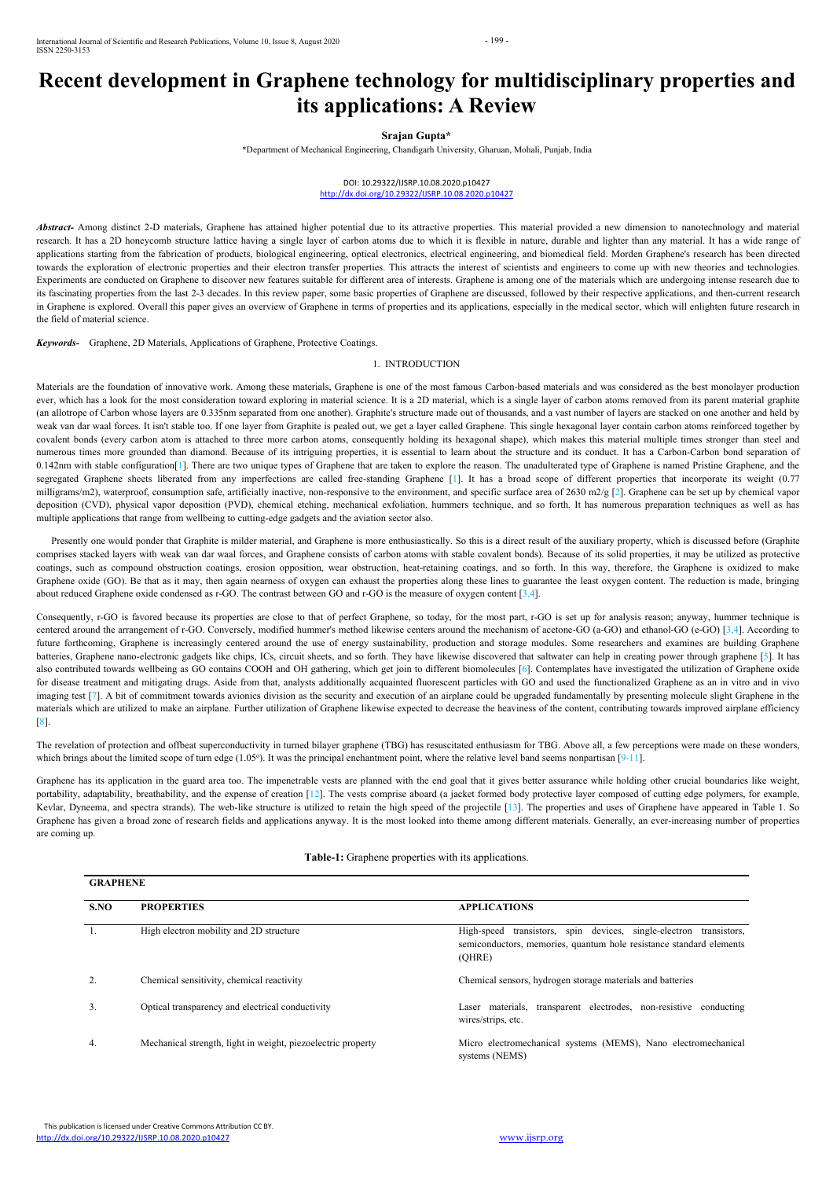# Recent development in Graphene technology for multidisciplinary properties and its applications: A Review

**Srajan Gupta***

*Department of Mechanical Engineering, Chandigarh University, Gharuan, Mohali, Punjab, India

DOI: 10.29322/IJSRP.10.08.2020.p10427
http://dx.doi.org/10.29322/IJSRP.10.08.2020.p10427

***Abstract-*** Among distinct 2-D materials, Graphene has attained higher potential due to its attractive properties. This material provided a new dimension to nanotechnology and material research. It has a 2D honeycomb structure lattice having a single layer of carbon atoms due to which it is flexible in nature, durable and lighter than any material. It has a wide range of applications starting from the fabrication of products, biological engineering, optical electronics, electrical engineering, and biomedical field. Morden Graphene's research has been directed towards the exploration of electronic properties and their electron transfer properties. This attracts the interest of scientists and engineers to come up with new theories and technologies. Experiments are conducted on Graphene to discover new features suitable for different area of interests. Graphene is among one of the materials which are undergoing intense research due to its fascinating properties from the last 2-3 decades. In this review paper, some basic properties of Graphene are discussed, followed by their respective applications, and then-current research in Graphene is explored. Overall this paper gives an overview of Graphene in terms of properties and its applications, especially in the medical sector, which will enlighten future research in the field of material science.

***Keywords-*** Graphene, 2D Materials, Applications of Graphene, Protective Coatings.

## 1. INTRODUCTION

Materials are the foundation of innovative work. Among these materials, Graphene is one of the most famous Carbon-based materials and was considered as the best monolayer production ever, which has a look for the most consideration toward exploring in material science. It is a 2D material, which is a single layer of carbon atoms removed from its parent material graphite (an allotrope of Carbon whose layers are 0.335nm separated from one another). Graphite's structure made out of thousands, and a vast number of layers are stacked on one another and held by weak van dar waal forces. It isn't stable too. If one layer from Graphite is pealed out, we get a layer called Graphene. This single hexagonal layer contain carbon atoms reinforced together by covalent bonds (every carbon atom is attached to three more carbon atoms, consequently holding its hexagonal shape), which makes this material multiple times stronger than steel and numerous times more grounded than diamond. Because of its intriguing properties, it is essential to learn about the structure and its conduct. It has a Carbon-Carbon bond separation of 0.142nm with stable configuration[1]. There are two unique types of Graphene that are taken to explore the reason. The unadulterated type of Graphene is named Pristine Graphene, and the segregated Graphene sheets liberated from any imperfections are called free-standing Graphene [1]. It has a broad scope of different properties that incorporate its weight (0.77 milligrams/m2), waterproof, consumption safe, artificially inactive, non-responsive to the environment, and specific surface area of 2630 m2/g [2]. Graphene can be set up by chemical vapor deposition (CVD), physical vapor deposition (PVD), chemical etching, mechanical exfoliation, hummers technique, and so forth. It has numerous preparation techniques as well as has multiple applications that range from wellbeing to cutting-edge gadgets and the aviation sector also.

Presently one would ponder that Graphite is milder material, and Graphene is more enthusiastically. So this is a direct result of the auxiliary property, which is discussed before (Graphite comprises stacked layers with weak van dar waal forces, and Graphene consists of carbon atoms with stable covalent bonds). Because of its solid properties, it may be utilized as protective coatings, such as compound obstruction coatings, erosion opposition, wear obstruction, heat-retaining coatings, and so forth. In this way, therefore, the Graphene is oxidized to make Graphene oxide (GO). Be that as it may, then again nearness of oxygen can exhaust the properties along these lines to guarantee the least oxygen content. The reduction is made, bringing about reduced Graphene oxide condensed as r-GO. The contrast between GO and r-GO is the measure of oxygen content [3,4].

Consequently, r-GO is favored because its properties are close to that of perfect Graphene, so today, for the most part, r-GO is set up for analysis reason; anyway, hummer technique is centered around the arrangement of r-GO. Conversely, modified hummer's method likewise centers around the mechanism of acetone-GO (a-GO) and ethanol-GO (e-GO) [3,4]. According to future forthcoming, Graphene is increasingly centered around the use of energy sustainability, production and storage modules. Some researchers and examines are building Graphene batteries, Graphene nano-electronic gadgets like chips, ICs, circuit sheets, and so forth. They have likewise discovered that saltwater can help in creating power through graphene [5]. It has also contributed towards wellbeing as GO contains COOH and OH gathering, which get join to different biomolecules [6]. Contemplates have investigated the utilization of Graphene oxide for disease treatment and mitigating drugs. Aside from that, analysts additionally acquainted fluorescent particles with GO and used the functionalized Graphene as an in vitro and in vivo imaging test [7]. A bit of commitment towards avionics division as the security and execution of an airplane could be upgraded fundamentally by presenting molecule slight Graphene in the materials which are utilized to make an airplane. Further utilization of Graphene likewise expected to decrease the heaviness of the content, contributing towards improved airplane efficiency [8].

The revelation of protection and offbeat superconductivity in turned bilayer graphene (TBG) has resuscitated enthusiasm for TBG. Above all, a few perceptions were made on these wonders, which brings about the limited scope of turn edge (1.05°). It was the principal enchantment point, where the relative level band seems nonpartisan [9-11].

Graphene has its application in the guard area too. The impenetrable vests are planned with the end goal that it gives better assurance while holding other crucial boundaries like weight, portability, adaptability, breathability, and the expense of creation [12]. The vests comprise aboard (a jacket formed body protective layer composed of cutting edge polymers, for example, Kevlar, Dyneema, and spectra strands). The web-like structure is utilized to retain the high speed of the projectile [13]. The properties and uses of Graphene have appeared in Table 1. So Graphene has given a broad zone of research fields and applications anyway. It is the most looked into theme among different materials. Generally, an ever-increasing number of properties are coming up.

**Table-1:** Graphene properties with its applications.

| GRAPHENE | | |
|---|---|---|
| **S.NO** | **PROPERTIES** | **APPLICATIONS** |
| 1. | High electron mobility and 2D structure | High-speed transistors, spin devices, single-electron transistors, semiconductors, memories, quantum hole resistance standard elements (QHRE) |
| 2. | Chemical sensitivity, chemical reactivity | Chemical sensors, hydrogen storage materials and batteries |
| 3. | Optical transparency and electrical conductivity | Laser materials, transparent electrodes, non-resistive conducting wires/strips, etc. |
| 4. | Mechanical strength, light in weight, piezoelectric property | Micro electromechanical systems (MEMS), Nano electromechanical systems (NEMS) |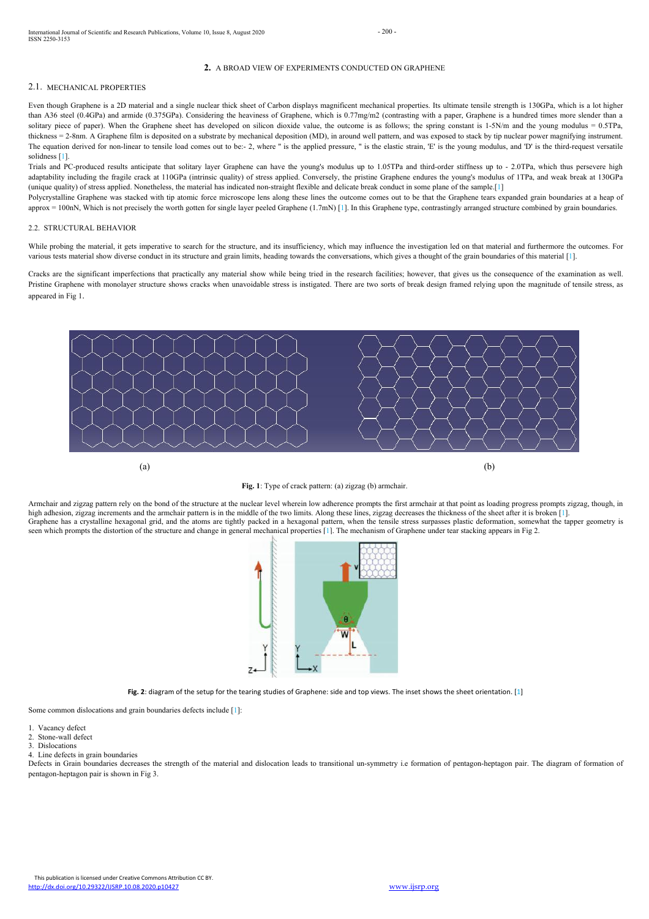## 2. A BROAD VIEW OF EXPERIMENTS CONDUCTED ON GRAPHENE

### 2.1. MECHANICAL PROPERTIES

Even though Graphene is a 2D material and a single nuclear thick sheet of Carbon displays magnificent mechanical properties. Its ultimate tensile strength is 130GPa, which is a lot higher than A36 steel (0.4GPa) and armide (0.375GPa). Considering the heaviness of Graphene, which is 0.77mg/m2 (contrasting with a paper, Graphene is a hundred times more slender than a solitary piece of paper). When the Graphene sheet has developed on silicon dioxide value, the outcome is as follows; the spring constant is 1-5N/m and the young modulus = 0.5TPa, thickness = 2-8nm. A Graphene film is deposited on a substrate by mechanical deposition (MD), in around well pattern, and was exposed to stack by tip nuclear power magnifying instrument. The equation derived for non-linear to tensile load comes out to be:- 2, where " is the applied pressure, " is the elastic strain, 'E' is the young modulus, and 'D' is the third-request versatile solidness [1].

Trials and PC-produced results anticipate that solitary layer Graphene can have the young's modulus up to 1.05TPa and third-order stiffness up to - 2.0TPa, which thus persevere high adaptability including the fragile crack at 110GPa (intrinsic quality) of stress applied. Conversely, the pristine Graphene endures the young's modulus of 1TPa, and weak break at 130GPa (unique quality) of stress applied. Nonetheless, the material has indicated non-straight flexible and delicate break conduct in some plane of the sample.[1]

Polycrystalline Graphene was stacked with tip atomic force microscope lens along these lines the outcome comes out to be that the Graphene tears expanded grain boundaries at a heap of approx = 100nN, Which is not precisely the worth gotten for single layer peeled Graphene (1.7mN) [1]. In this Graphene type, contrastingly arranged structure combined by grain boundaries.

### 2.2. STRUCTURAL BEHAVIOR

While probing the material, it gets imperative to search for the structure, and its insufficiency, which may influence the investigation led on that material and furthermore the outcomes. For various tests material show diverse conduct in its structure and grain limits, heading towards the conversations, which gives a thought of the grain boundaries of this material [1].

Cracks are the significant imperfections that practically any material show while being tried in the research facilities; however, that gives us the consequence of the examination as well. Pristine Graphene with monolayer structure shows cracks when unavoidable stress is instigated. There are two sorts of break design framed relying upon the magnitude of tensile stress, as appeared in Fig 1.

(a) (b)

**Fig. 1**: Type of crack pattern: (a) zigzag (b) armchair.

Armchair and zigzag pattern rely on the bond of the structure at the nuclear level wherein low adherence prompts the first armchair at that point as loading progress prompts zigzag, though, in high adhesion, zigzag increments and the armchair pattern is in the middle of the two limits. Along these lines, zigzag decreases the thickness of the sheet after it is broken [1].

Graphene has a crystalline hexagonal grid, and the atoms are tightly packed in a hexagonal pattern, when the tensile stress surpasses plastic deformation, somewhat the tapper geometry is seen which prompts the distortion of the structure and change in general mechanical properties [1]. The mechanism of Graphene under tear stacking appears in Fig 2.

**Fig. 2**: diagram of the setup for the tearing studies of Graphene: side and top views. The inset shows the sheet orientation. [1]

Some common dislocations and grain boundaries defects include [1]:

1. Vacancy defect
2. Stone-wall defect
3. Dislocations
4. Line defects in grain boundaries

Defects in Grain boundaries decreases the strength of the material and dislocation leads to transitional un-symmetry i.e formation of pentagon-heptagon pair. The diagram of formation of pentagon-heptagon pair is shown in Fig 3.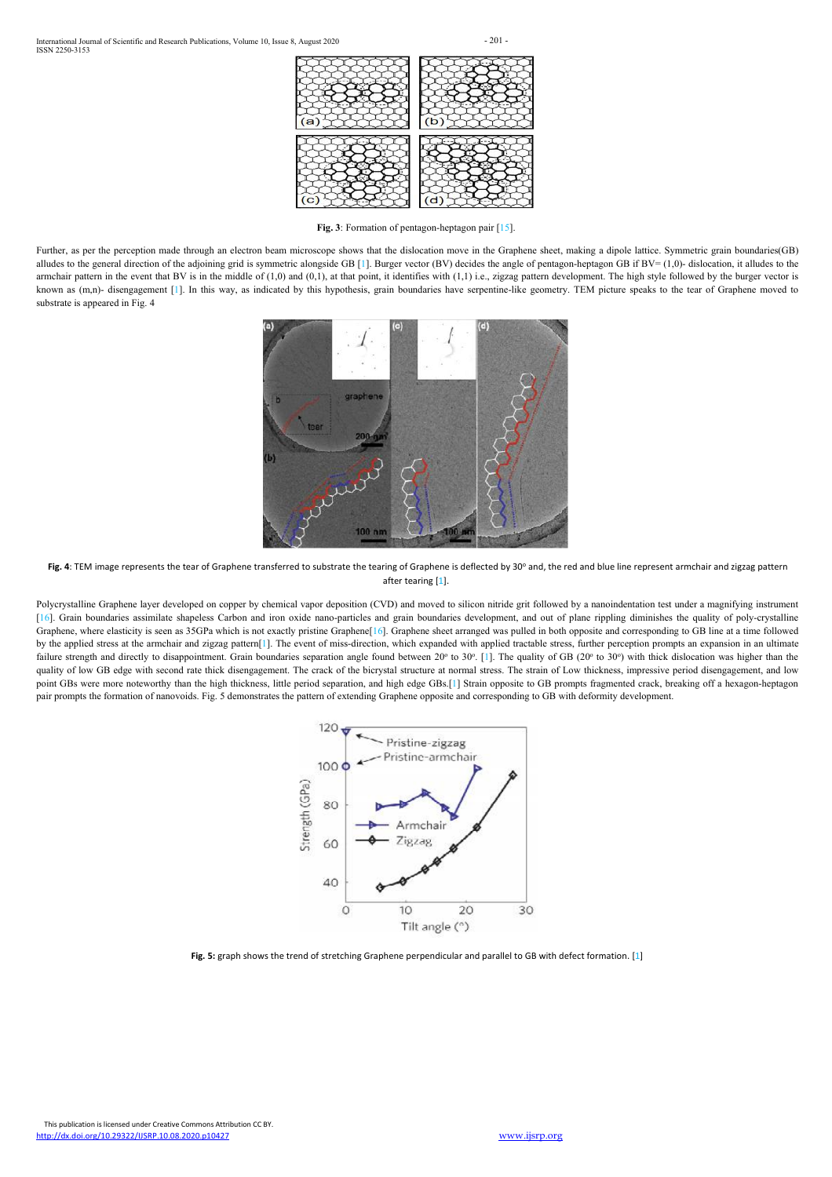**Fig. 3**: Formation of pentagon-heptagon pair [15].

Further, as per the perception made through an electron beam microscope shows that the dislocation move in the Graphene sheet, making a dipole lattice. Symmetric grain boundaries(GB) alludes to the general direction of the adjoining grid is symmetric alongside GB [1]. Burger vector (BV) decides the angle of pentagon-heptagon GB if BV= (1,0)- dislocation, it alludes to the armchair pattern in the event that BV is in the middle of (1,0) and (0,1), at that point, it identifies with (1,1) i.e., zigzag pattern development. The high style followed by the burger vector is known as (m,n)- disengagement [1]. In this way, as indicated by this hypothesis, grain boundaries have serpentine-like geometry. TEM picture speaks to the tear of Graphene moved to substrate is appeared in Fig. 4

**Fig. 4**: TEM image represents the tear of Graphene transferred to substrate the tearing of Graphene is deflected by 30° and, the red and blue line represent armchair and zigzag pattern after tearing [1].

Polycrystalline Graphene layer developed on copper by chemical vapor deposition (CVD) and moved to silicon nitride grit followed by a nanoindentation test under a magnifying instrument [16]. Grain boundaries assimilate shapeless Carbon and iron oxide nano-particles and grain boundaries development, and out of plane rippling diminishes the quality of poly-crystalline Graphene, where elasticity is seen as 35GPa which is not exactly pristine Graphene[16]. Graphene sheet arranged was pulled in both opposite and corresponding to GB line at a time followed by the applied stress at the armchair and zigzag pattern[1]. The event of miss-direction, which expanded with applied tractable stress, further perception prompts an expansion in an ultimate failure strength and directly to disappointment. Grain boundaries separation angle found between 20° to 30°. [1]. The quality of GB (20° to 30°) with thick dislocation was higher than the quality of low GB edge with second rate thick disengagement. The crack of the bicrystal structure at normal stress. The strain of Low thickness, impressive period disengagement, and low point GBs were more noteworthy than the high thickness, little period separation, and high edge GBs.[1] Strain opposite to GB prompts fragmented crack, breaking off a hexagon-heptagon pair prompts the formation of nanovoids. Fig. 5 demonstrates the pattern of extending Graphene opposite and corresponding to GB with deformity development.

**Fig. 5:** graph shows the trend of stretching Graphene perpendicular and parallel to GB with defect formation. [1]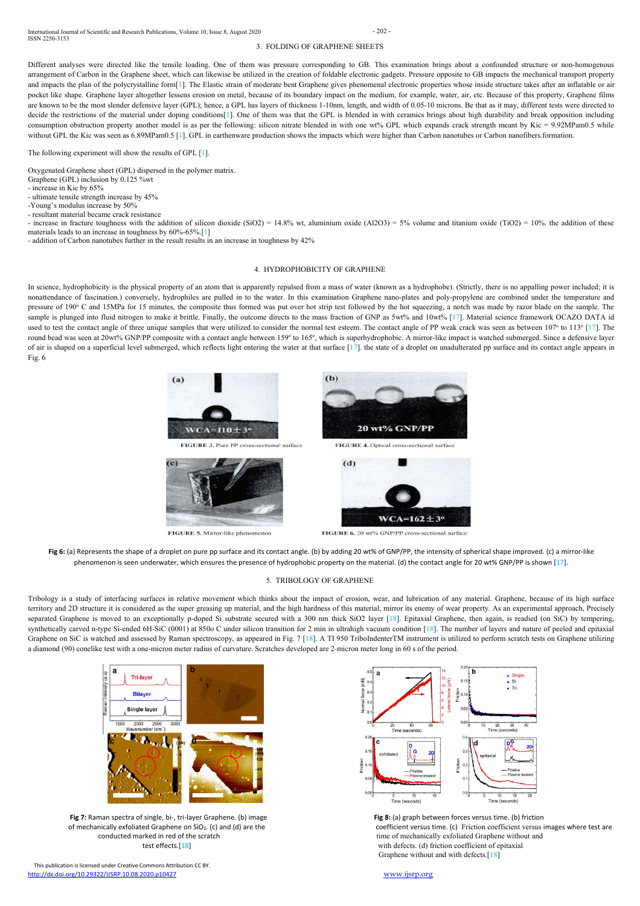## 3. FOLDING OF GRAPHENE SHEETS

Different analyses were directed like the tensile loading. One of them was pressure corresponding to GB. This examination brings about a confounded structure or non-homogenous arrangement of Carbon in the Graphene sheet, which can likewise be utilized in the creation of foldable electronic gadgets. Pressure opposite to GB impacts the mechanical transport property and impacts the plan of the polycrystalline form[1]. The Elastic strain of moderate bent Graphene gives phenomenal electronic properties whose inside structure takes after an inflatable or air pocket like shape. Graphene layer altogether lessens erosion on metal, because of its boundary impact on the medium, for example, water, air, etc. Because of this property, Graphene films are known to be the most slender defensive layer (GPL); hence, a GPL has layers of thickness 1-10nm, length, and width of 0.05-10 microns. Be that as it may, different tests were directed to decide the restrictions of the material under doping conditions[1]. One of them was that the GPL is blended in with ceramics brings about high durability and break opposition including consumption obstruction property another model is as per the following: silicon nitrate blended in with one wt% GPL which expands crack strength meant by Kic = 9.92MPam0.5 while without GPL the Kic was seen as 6.89MPam0.5 [1]. GPL in earthenware production shows the impacts which were higher than Carbon nanotubes or Carbon nanofibers.formation.

The following experiment will show the results of GPL [1].

Oxygenated Graphene sheet (GPL) dispersed in the polymer matrix.
Graphene (GPL) inclusion by 0.125 %wt
- increase in Kic by 65%
- ultimate tensile strength increase by 45%
-Young's modulus increase by 50%
- resultant material became crack resistance
- increase in fracture toughness with the addition of silicon dioxide ($SiO_2$) = 14.8% wt, aluminium oxide ($Al_2O_3$) = 5% volume and titanium oxide ($TiO_2$) = 10%. the addition of these materials leads to an increase in toughness by 60%-65%.[1]
- addition of Carbon nanotubes further in the result results in an increase in toughness by 42%

## 4. HYDROPHOBICITY OF GRAPHENE

In science, hydrophobicity is the physical property of an atom that is apparently repulsed from a mass of water (known as a hydrophobe). (Strictly, there is no appalling power included; it is nonattendance of fascination.) conversely, hydrophiles are pulled in to the water. In this examination Graphene nano-plates and poly-propylene are combined under the temperature and pressure of 190° C and 15MPa for 15 minutes, the composite thus formed was put over hot strip test followed by the hot squeezing, a notch was made by razor blade on the sample. The sample is plunged into fluid nitrogen to make it brittle. Finally, the outcome directs to the mass fraction of GNP as 5wt% and 10wt% [17]. Material science framework OCAZO DATA id used to test the contact angle of three unique samples that were utilized to consider the normal test esteem. The contact angle of PP weak crack was seen as between 107° to 113° [17]. The round bead was seen at 20wt% GNP/PP composite with a contact angle between 159° to 165°, which is superhydrophobic. A mirror-like impact is watched submerged. Since a defensive layer of air is shaped on a superficial level submerged, which reflects light entering the water at that surface [17]. the state of a droplet on unadulterated pp surface and its contact angle appears in Fig. 6

**Fig 6:** (a) Represents the shape of a droplet on pure pp surface and its contact angle. (b) by adding 20 wt% of GNP/PP, the intensity of spherical shape improved. (c) a mirror-like phenomenon is seen underwater, which ensures the presence of hydrophobic property on the material. (d) the contact angle for 20 wt% GNP/PP is shown [17].

## 5. TRIBOLOGY OF GRAPHENE

Tribology is a study of interfacing surfaces in relative movement which thinks about the impact of erosion, wear, and lubrication of any material. Graphene, because of its high surface territory and 2D structure it is considered as the super greasing up material, and the high hardness of this material, mirror its enemy of wear property. As an experimental approach, Precisely separated Graphene is moved to an exceptionally p-doped Si substrate secured with a 300 nm thick $SiO_2$ layer [18]. Epitaxial Graphene, then again, is readied (on SiC) by tempering, synthetically carved n-type Si-ended 6H-SiC (0001) at 850o C under silicon transition for 2 min in ultrahigh vacuum condition [18]. The number of layers and nature of peeled and epitaxial Graphene on SiC is watched and assessed by Raman spectroscopy, as appeared in Fig. 7 [18]. A TI 950 TriboIndenterTM instrument is utilized to perform scratch tests on Graphene utilizing a diamond (90) conelike test with a one-micron meter radius of curvature. Scratches developed are 2-micron meter long in 60 s of the period.

**Fig 7:** Raman spectra of single, bi-, tri-layer Graphene. (b) image of mechanically exfoliated Graphene on $SiO_2$. (c) and (d) are the conducted marked in red of the scratch test effects.[18]

**Fig 8:** (a) graph between forces versus time. (b) friction coefficient versus time. (c) Friction coefficient versus images where test are time of mechanically exfoliated Graphene without and with defects. (d) friction coefficient of epitaxial Graphene without and with defects.[18]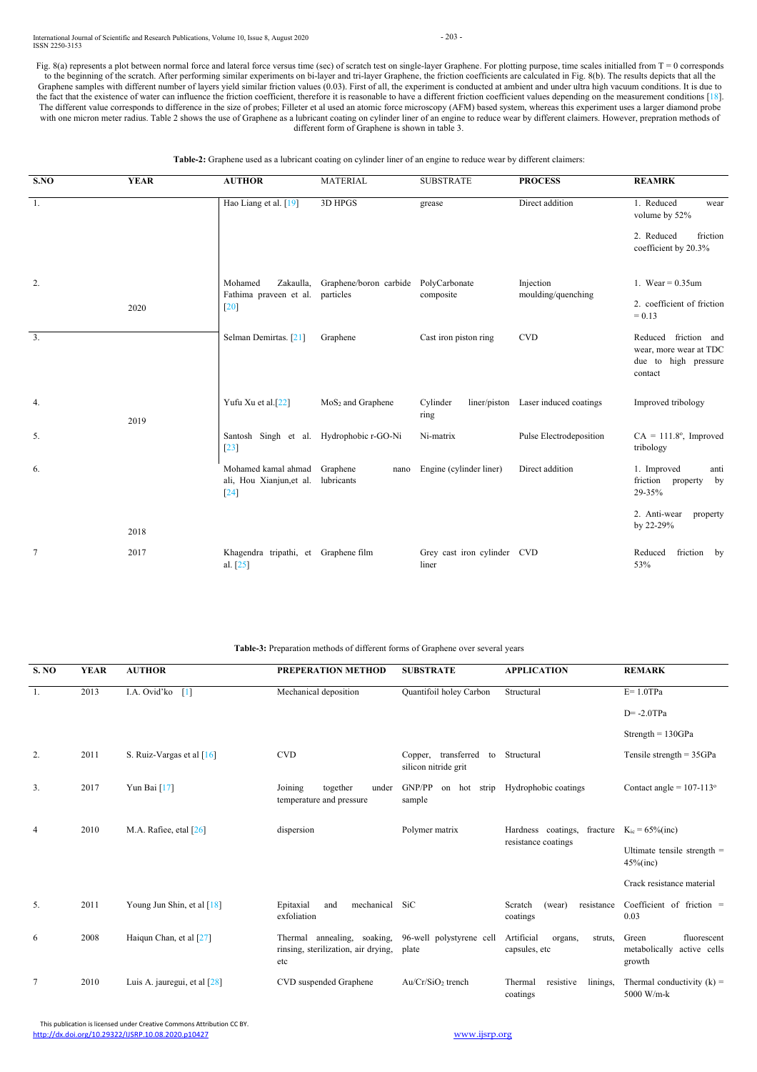Fig. 8(a) represents a plot between normal force and lateral force versus time (sec) of scratch test on single-layer Graphene. For plotting purpose, time scales initialled from T = 0 corresponds to the beginning of the scratch. After performing similar experiments on bi-layer and tri-layer Graphene, the friction coefficients are calculated in Fig. 8(b). The results depicts that all the Graphene samples with different number of layers yield similar friction values (0.03). First of all, the experiment is conducted at ambient and under ultra high vacuum conditions. It is due to the fact that the existence of water can influence the friction coefficient, therefore it is reasonable to have a different friction coefficient values depending on the measurement conditions [18]. The different value corresponds to difference in the size of probes; Filleter et al used an atomic force microscopy (AFM) based system, whereas this experiment uses a larger diamond probe with one micron meter radius. Table 2 shows the use of Graphene as a lubricant coating on cylinder liner of an engine to reduce wear by different claimers. However, prepration methods of different form of Graphene is shown in table 3.

**Table-2:** Graphene used as a lubricant coating on cylinder liner of an engine to reduce wear by different claimers:

| S.NO | YEAR | AUTHOR | MATERIAL | SUBSTRATE | PROCESS | REAMRK |
|---|---|---|---|---|---|---|
| 1. | 2020 | Hao Liang et al. [19] | 3D HPGS | grease | Direct addition | 1. Reduced wear volume by 52%<br>2. Reduced friction coefficient by 20.3% |
| 2. | 2020 | Mohamed Zakaulla, Fathima praveen et al. [20] | Graphene/boron carbide particles | PolyCarbonate composite | Injection moulding/quenching | 1. Wear = 0.35um<br>2. coefficient of friction = 0.13 |
| 3. | 2020 | Selman Demirtas. [21] | Graphene | Cast iron piston ring | CVD | Reduced friction and wear, more wear at TDC due to high pressure contact |
| 4. | 2019 | Yufu Xu et al.[22] | $MoS_2$ and Graphene | Cylinder liner/piston ring | Laser induced coatings | Improved tribology |
| 5. | 2019 | Santosh Singh et al. [23] | Hydrophobic r-GO-Ni | Ni-matrix | Pulse Electrodeposition | CA = 111.8°, Improved tribology |
| 6. | 2018 | Mohamed kamal ahmad ali, Hou Xianjun,et al. [24] | Graphene nano lubricants | Engine (cylinder liner) | Direct addition | 1. Improved anti friction property by 29-35%<br>2. Anti-wear property by 22-29% |
| 7 | 2017 | Khagendra tripathi, et al. [25] | Graphene film | Grey cast iron cylinder liner | CVD | Reduced friction by 53% |

**Table-3:** Preparation methods of different forms of Graphene over several years

| S. NO | YEAR | AUTHOR | PREPERATION METHOD | SUBSTRATE | APPLICATION | REMARK |
|---|---|---|---|---|---|---|
| 1. | 2013 | I.A. Ovid'ko [1] | Mechanical deposition | Quantifoil holey Carbon | Structural | E= 1.0TPa<br>D= -2.0TPa<br>Strength = 130GPa |
| 2. | 2011 | S. Ruiz-Vargas et al [16] | CVD | Copper, transferred to silicon nitride grit | Structural | Tensile strength = 35GPa |
| 3. | 2017 | Yun Bai [17] | Joining together under temperature and pressure | GNP/PP on hot strip sample | Hydrophobic coatings | Contact angle = 107-113° |
| 4 | 2010 | M.A. Rafiee, etal [26] | dispersion | Polymer matrix | Hardness coatings, fracture resistance coatings | $K_{ic}$ = 65%(inc)<br>Ultimate tensile strength = 45%(inc)<br>Crack resistance material |
| 5. | 2011 | Young Jun Shin, et al [18] | Epitaxial and mechanical exfoliation | SiC | Scratch (wear) resistance coatings | Coefficient of friction = 0.03 |
| 6 | 2008 | Haiqun Chan, et al [27] | Thermal annealing, soaking, rinsing, sterilization, air drying, etc | 96-well polystyrene cell plate | Artificial organs, struts, capsules, etc | Green fluorescent metabolically active cells growth |
| 7 | 2010 | Luis A. jauregui, et al [28] | CVD suspended Graphene | $Au/Cr/SiO_2$ trench | Thermal resistive linings, coatings | Thermal conductivity (k) = 5000 W/m-k |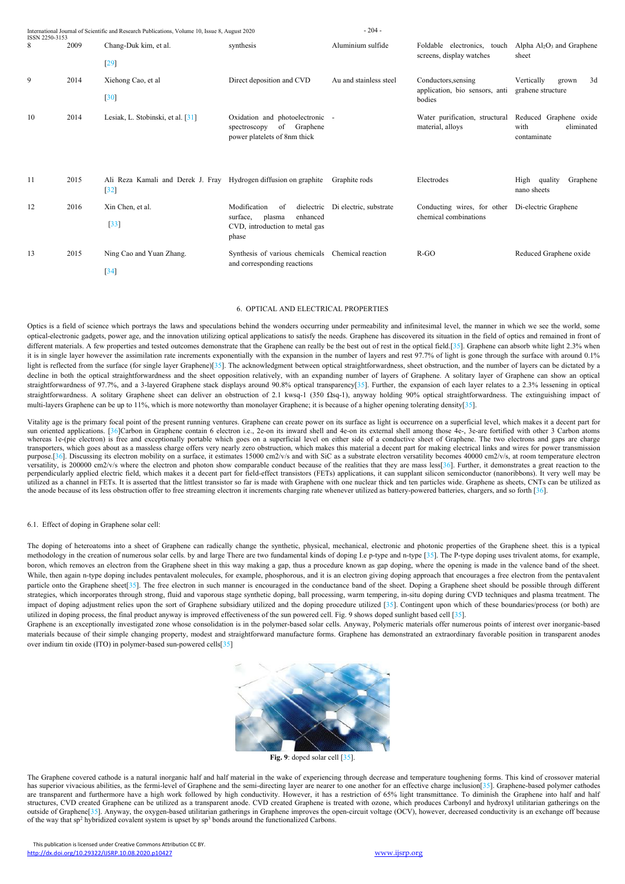| 8 | 2009 | Chang-Duk kim, et al. [29] | synthesis | Aluminium sulfide | Foldable electronics, touch screens, display watches | Alpha $Al_2O_3$ and Graphene sheet |
|---|---|---|---|---|---|---|
| 9 | 2014 | Xiehong Cao, et al [30] | Direct deposition and CVD | Au and stainless steel | Conductors,sensing application, bio sensors, anti bodies | Vertically grown 3d grahene structure |
| 10 | 2014 | Lesiak, L. Stobinski, et al. [31] | Oxidation and photoelectronic spectroscopy of Graphene power platelets of 8nm thick | - | Water purification, structural material, alloys | Reduced Graphene oxide with eliminated contaminate |
| 11 | 2015 | Ali Reza Kamali and Derek J. Fray [32] | Hydrogen diffusion on graphite | Graphite rods | Electrodes | High quality Graphene nano sheets |
| 12 | 2016 | Xin Chen, et al. [33] | Modification of dielectric surface, plasma enhanced CVD, introduction to metal gas phase | Di electric, substrate | Conducting wires, for other chemical combinations | Di-electric Graphene |
| 13 | 2015 | Ning Cao and Yuan Zhang. [34] | Synthesis of various chemicals and corresponding reactions | Chemical reaction | R-GO | Reduced Graphene oxide |

## 6. OPTICAL AND ELECTRICAL PROPERTIES

Optics is a field of science which portrays the laws and speculations behind the wonders occurring under permeability and infinitesimal level, the manner in which we see the world, some optical-electronic gadgets, power age, and the innovation utilizing optical applications to satisfy the needs. Graphene has discovered its situation in the field of optics and remained in front of different materials. A few properties and tested outcomes demonstrate that the Graphene can really be the best out of rest in the optical field.[35]. Graphene can absorb white light 2.3% when it is in single layer however the assimilation rate increments exponentially with the expansion in the number of layers and rest 97.7% of light is gone through the surface with around 0.1% light is reflected from the surface (for single layer Graphene)[35]. The acknowledgment between optical straightforwardness, sheet obstruction, and the number of layers can be dictated by a decline in both the optical straightforwardness and the sheet opposition relatively, with an expanding number of layers of Graphene. A solitary layer of Graphene can show an optical straightforwardness of 97.7%, and a 3-layered Graphene stack displays around 90.8% optical transparency[35]. Further, the expansion of each layer relates to a 2.3% lessening in optical straightforwardness. A solitary Graphene sheet can deliver an obstruction of 2.1 kwsq-1 (350 Ωsq-1), anyway holding 90% optical straightforwardness. The extinguishing impact of multi-layers Graphene can be up to 11%, which is more noteworthy than monolayer Graphene; it is because of a higher opening tolerating density[35].

Vitality age is the primary focal point of the present running ventures. Graphene can create power on its surface as light is occurrence on a superficial level, which makes it a decent part for sun oriented applications. [36]Carbon in Graphene contain 6 electron i.e., 2e-on its inward shell and 4e-on its external shell among those 4e-, 3e-are fortified with other 3 Carbon atoms whereas 1e-(pie electron) is free and exceptionally portable which goes on a superficial level on either side of a conductive sheet of Graphene. The two electrons and gaps are charge transporters, which goes about as a massless charge offers very nearly zero obstruction, which makes this material a decent part for making electrical links and wires for power transmission purpose.[36]. Discussing its electron mobility on a surface, it estimates 15000 cm2/v/s and with SiC as a substrate electron versatility becomes 40000 cm2/v/s, at room temperature electron versatility, is 200000 cm2/v/s where the electron and photon show comparable conduct because of the realities that they are mass less[36]. Further, it demonstrates a great reaction to the perpendicularly applied electric field, which makes it a decent part for field-effect transistors (FETs) applications, it can supplant silicon semiconductor (nanoribbons). It very well may be utilized as a channel in FETs. It is asserted that the littlest transistor so far is made with Graphene with one nuclear thick and ten particles wide. Graphene as sheets, CNTs can be utilized as the anode because of its less obstruction offer to free streaming electron it increments charging rate whenever utilized as battery-powered batteries, chargers, and so forth [36].

### 6.1. Effect of doping in Graphene solar cell:

The doping of heteroatoms into a sheet of Graphene can radically change the synthetic, physical, mechanical, electronic and photonic properties of the Graphene sheet. this is a typical methodology in the creation of numerous solar cells. by and large There are two fundamental kinds of doping I.e p-type and n-type [35]. The P-type doping uses trivalent atoms, for example, boron, which removes an electron from the Graphene sheet in this way making a gap, thus a procedure known as gap doping, where the opening is made in the valence band of the sheet. While, then again n-type doping includes pentavalent molecules, for example, phosphorous, and it is an electron giving doping approach that encourages a free electron from the pentavalent particle onto the Graphene sheet[35]. The free electron in such manner is encouraged in the conductance band of the sheet. Doping a Graphene sheet should be possible through different strategies, which incorporates through strong, fluid and vaporous stage synthetic doping, ball processing, warm tempering, in-situ doping during CVD techniques and plasma treatment. The impact of doping adjustment relies upon the sort of Graphene subsidiary utilized and the doping procedure utilized [35]. Contingent upon which of these boundaries/process (or both) are utilized in doping process, the final product anyway is improved effectiveness of the sun powered cell. Fig. 9 shows doped sunlight based cell [35].

Graphene is an exceptionally investigated zone whose consolidation is in the polymer-based solar cells. Anyway, Polymeric materials offer numerous points of interest over inorganic-based materials because of their simple changing property, modest and straightforward manufacture forms. Graphene has demonstrated an extraordinary favorable position in transparent anodes over indium tin oxide (ITO) in polymer-based sun-powered cells[35]

**Fig. 9**: doped solar cell [35].

The Graphene covered cathode is a natural inorganic half and half material in the wake of experiencing through decrease and temperature toughening forms. This kind of crossover material has superior vivacious abilities, as the fermi-level of Graphene and the semi-directing layer are nearer to one another for an effective charge inclusion[35]. Graphene-based polymer cathodes are transparent and furthermore have a high work followed by high conductivity. However, it has a restriction of 65% light transmittance. To diminish the Graphene into half and half structures, CVD created Graphene can be utilized as a transparent anode. CVD created Graphene is treated with ozone, which produces Carbonyl and hydroxyl utilitarian gatherings on the outside of Graphene[35]. Anyway, the oxygen-based utilitarian gatherings in Graphene improves the open-circuit voltage (OCV), however, decreased conductivity is an exchange off because of the way that $sp^2$ hybridized covalent system is upset by $sp^3$ bonds around the functionalized Carbons.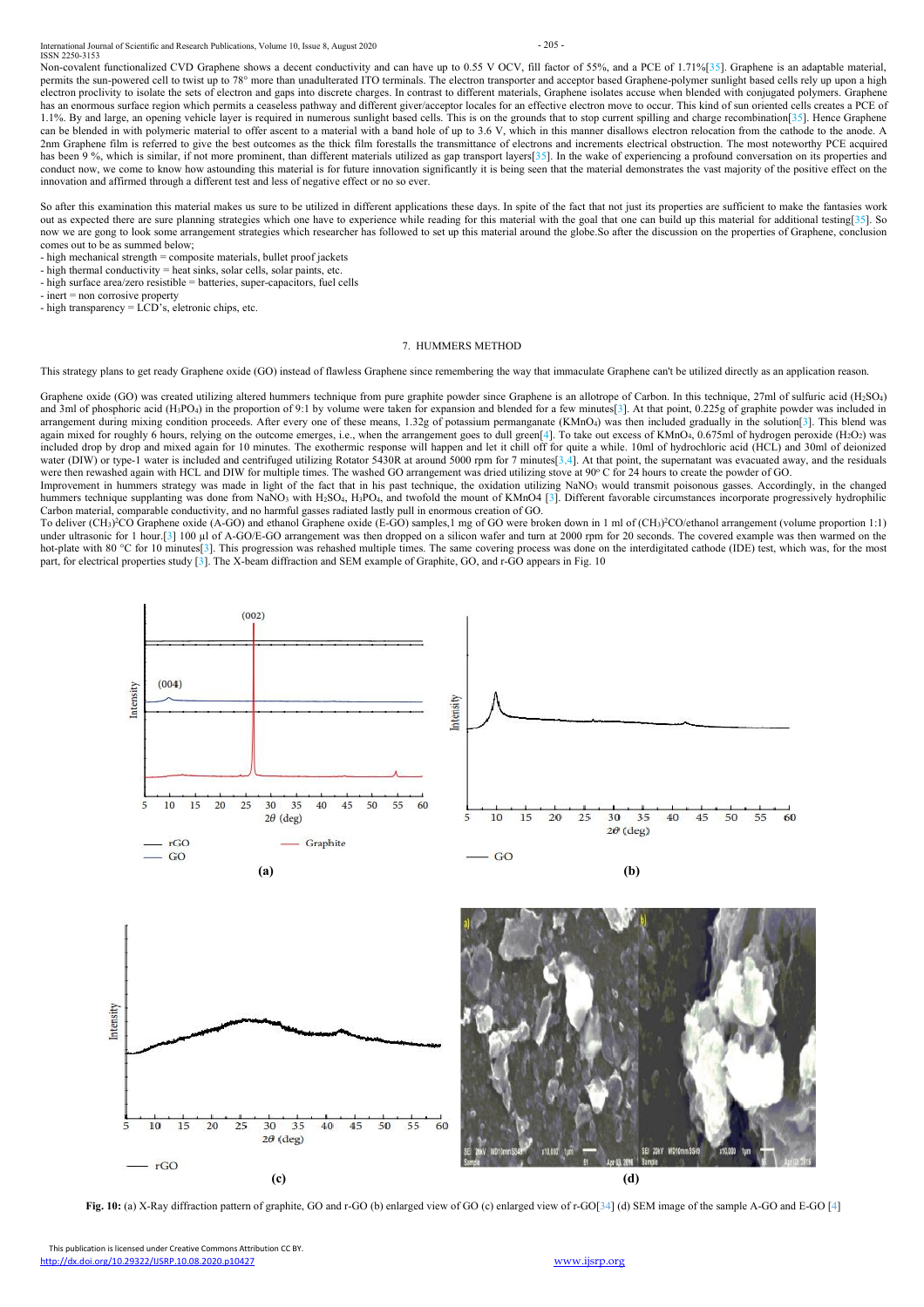Non-covalent functionalized CVD Graphene shows a decent conductivity and can have up to 0.55 V OCV, fill factor of 55%, and a PCE of 1.71%[35]. Graphene is an adaptable material, permits the sun-powered cell to twist up to 78° more than unadulterated ITO terminals. The electron transporter and acceptor based Graphene-polymer sunlight based cells rely up upon a high electron proclivity to isolate the sets of electron and gaps into discrete charges. In contrast to different materials, Graphene isolates accuse when blended with conjugated polymers. Graphene has an enormous surface region which permits a ceaseless pathway and different giver/acceptor locales for an effective electron move to occur. This kind of sun oriented cells creates a PCE of 1.1%. By and large, an opening vehicle layer is required in numerous sunlight based cells. This is on the grounds that to stop current spilling and charge recombination[35]. Hence Graphene can be blended in with polymeric material to offer ascent to a material with a band hole of up to 3.6 V, which in this manner disallows electron relocation from the cathode to the anode. A 2nm Graphene film is referred to give the best outcomes as the thick film forestalls the transmittance of electrons and increments electrical obstruction. The most noteworthy PCE acquired has been 9 %, which is similar, if not more prominent, than different materials utilized as gap transport layers[35]. In the wake of experiencing a profound conversation on its properties and conduct now, we come to know how astounding this material is for future innovation significantly it is being seen that the material demonstrates the vast majority of the positive effect on the innovation and affirmed through a different test and less of negative effect or no so ever.

So after this examination this material makes us sure to be utilized in different applications these days. In spite of the fact that not just its properties are sufficient to make the fantasies work out as expected there are sure planning strategies which one have to experience while reading for this material with the goal that one can build up this material for additional testing[35]. So now we are gong to look some arrangement strategies which researcher has followed to set up this material around the globe.So after the discussion on the properties of Graphene, conclusion comes out to be as summed below;

- high mechanical strength = composite materials, bullet proof jackets
- high thermal conductivity = heat sinks, solar cells, solar paints, etc.
- high surface area/zero resistible = batteries, super-capacitors, fuel cells
- inert = non corrosive property
- high transparency = LCD's, eletronic chips, etc.

## 7. HUMMERS METHOD

This strategy plans to get ready Graphene oxide (GO) instead of flawless Graphene since remembering the way that immaculate Graphene can't be utilized directly as an application reason.

Graphene oxide (GO) was created utilizing altered hummers technique from pure graphite powder since Graphene is an allotrope of Carbon. In this technique, 27ml of sulfuric acid ($H_2SO_4$) and 3ml of phosphoric acid ($H_3PO_4$) in the proportion of 9:1 by volume were taken for expansion and blended for a few minutes[3]. At that point, 0.225g of graphite powder was included in arrangement during mixing condition proceeds. After every one of these means, 1.32g of potassium permanganate ($KMnO_4$) was then included gradually in the solution[3]. This blend was again mixed for roughly 6 hours, relying on the outcome emerges, i.e., when the arrangement goes to dull green[4]. To take out excess of $KMnO_4$, 0.675ml of hydrogen peroxide ($H_2O_2$) was included drop by drop and mixed again for 10 minutes. The exothermic response will happen and let it chill off for quite a while. 10ml of hydrochloric acid (HCL) and 30ml of deionized water (DIW) or type-1 water is included and centrifuged utilizing Rotator 5430R at around 5000 rpm for 7 minutes[3,4]. At that point, the supernatant was evacuated away, and the residuals were then rewashed again with HCL and DIW for multiple times. The washed GO arrangement was dried utilizing stove at 90° C for 24 hours to create the powder of GO.

Improvement in hummers strategy was made in light of the fact that in his past technique, the oxidation utilizing $NaNO_3$ would transmit poisonous gasses. Accordingly, in the changed hummers technique supplanting was done from $NaNO_3$ with $H_2SO_4$, $H_3PO_4$, and twofold the mount of KMnO4 [3]. Different favorable circumstances incorporate progressively hydrophilic Carbon material, comparable conductivity, and no harmful gasses radiated lastly pull in enormous creation of GO.

To deliver $(CH_3)^2CO$ Graphene oxide (A-GO) and ethanol Graphene oxide (E-GO) samples,1 mg of GO were broken down in 1 ml of $(CH_3)^2CO$/ethanol arrangement (volume proportion 1:1) under ultrasonic for 1 hour.[3] 100 µl of A-GO/E-GO arrangement was then dropped on a silicon wafer and turn at 2000 rpm for 20 seconds. The covered example was then warmed on the hot-plate with 80 °C for 10 minutes[3]. This progression was rehashed multiple times. The same covering process was done on the interdigitated cathode (IDE) test, which was, for the most part, for electrical properties study [3]. The X-beam diffraction and SEM example of Graphite, GO, and r-GO appears in Fig. 10

**Fig. 10:** (a) X-Ray diffraction pattern of graphite, GO and r-GO (b) enlarged view of GO (c) enlarged view of r-GO[34] (d) SEM image of the sample A-GO and E-GO [4]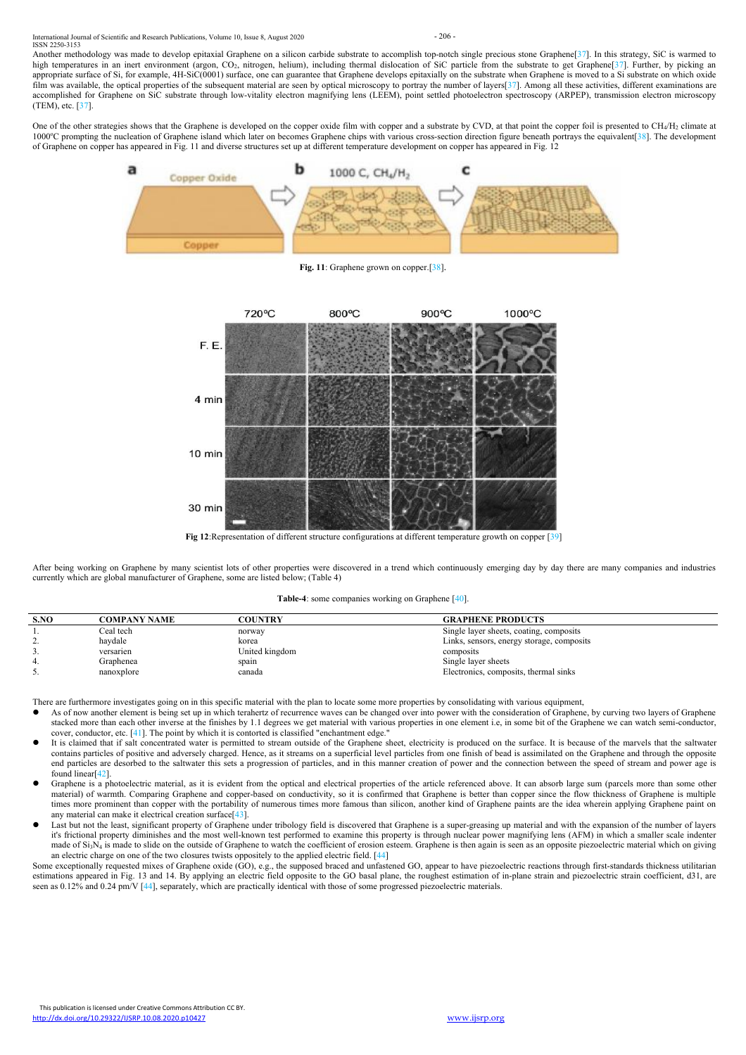Another methodology was made to develop epitaxial Graphene on a silicon carbide substrate to accomplish top-notch single precious stone Graphene[37]. In this strategy, SiC is warmed to high temperatures in an inert environment (argon, $CO_2$, nitrogen, helium), including thermal dislocation of SiC particle from the substrate to get Graphene[37]. Further, by picking an appropriate surface of Si, for example, 4H-SiC(0001) surface, one can guarantee that Graphene develops epitaxially on the substrate when Graphene is moved to a Si substrate on which oxide film was available, the optical properties of the subsequent material are seen by optical microscopy to portray the number of layers[37]. Among all these activities, different examinations are accomplished for Graphene on SiC substrate through low-vitality electron magnifying lens (LEEM), point settled photoelectron spectroscopy (ARPEP), transmission electron microscopy (TEM), etc. [37].

One of the other strategies shows that the Graphene is developed on the copper oxide film with copper and a substrate by CVD, at that point the copper foil is presented to $CH_4/H_2$ climate at 1000°C prompting the nucleation of Graphene island which later on becomes Graphene chips with various cross-section direction figure beneath portrays the equivalent[38]. The development of Graphene on copper has appeared in Fig. 11 and diverse structures set up at different temperature development on copper has appeared in Fig. 12

**Fig. 11**: Graphene grown on copper.[38].

**Fig 12**:Representation of different structure configurations at different temperature growth on copper [39]

After being working on Graphene by many scientist lots of other properties were discovered in a trend which continuously emerging day by day there are many companies and industries currently which are global manufacturer of Graphene, some are listed below; (Table 4)

**Table-4**: some companies working on Graphene [40].

| S.NO | COMPANY NAME | COUNTRY | GRAPHENE PRODUCTS |
|---|---|---|---|
| 1. | Ceal tech | norway | Single layer sheets, coating, composits |
| 2. | haydale | korea | Links, sensors, energy storage, composits |
| 3. | versarien | United kingdom | composits |
| 4. | Graphenea | spain | Single layer sheets |
| 5. | nanoxplore | canada | Electronics, composits, thermal sinks |

There are furthermore investigates going on in this specific material with the plan to locate some more properties by consolidating with various equipment,

- As of now another element is being set up in which terahertz of recurrence waves can be changed over into power with the consideration of Graphene, by curving two layers of Graphene stacked more than each other inverse at the finishes by 1.1 degrees we get material with various properties in one element i.e, in some bit of the Graphene we can watch semi-conductor, cover, conductor, etc. [41]. The point by which it is contorted is classified "enchantment edge."
- It is claimed that if salt concentrated water is permitted to stream outside of the Graphene sheet, electricity is produced on the surface. It is because of the marvels that the saltwater contains particles of positive and adversely charged. Hence, as it streams on a superficial level particles from one finish of bead is assimilated on the Graphene and through the opposite end particles are desorbed to the saltwater this sets a progression of particles, and in this manner creation of power and the connection between the speed of stream and power age is found linear[42].
- Graphene is a photoelectric material, as it is evident from the optical and electrical properties of the article referenced above. It can absorb large sum (parcels more than some other material) of warmth. Comparing Graphene and copper-based on conductivity, so it is confirmed that Graphene is better than copper since the flow thickness of Graphene is multiple times more prominent than copper with the portability of numerous times more famous than silicon, another kind of Graphene paints are the idea wherein applying Graphene paint on any material can make it electrical creation surface[43].
- Last but not the least, significant property of Graphene under tribology field is discovered that Graphene is a super-greasing up material and with the expansion of the number of layers it's frictional property diminishes and the most well-known test performed to examine this property is through nuclear power magnifying lens (AFM) in which a smaller scale indenter made of $Si_3N_4$ is made to slide on the outside of Graphene to watch the coefficient of erosion esteem. Graphene is then again is seen as an opposite piezoelectric material which on giving an electric charge on one of the two closures twists oppositely to the applied electric field. [44]

Some exceptionally requested mixes of Graphene oxide (GO), e.g., the supposed braced and unfastened GO, appear to have piezoelectric reactions through first-standards thickness utilitarian estimations appeared in Fig. 13 and 14. By applying an electric field opposite to the GO basal plane, the roughest estimation of in-plane strain and piezoelectric strain coefficient, d31, are seen as 0.12% and 0.24 pm/V [44], separately, which are practically identical with those of some progressed piezoelectric materials.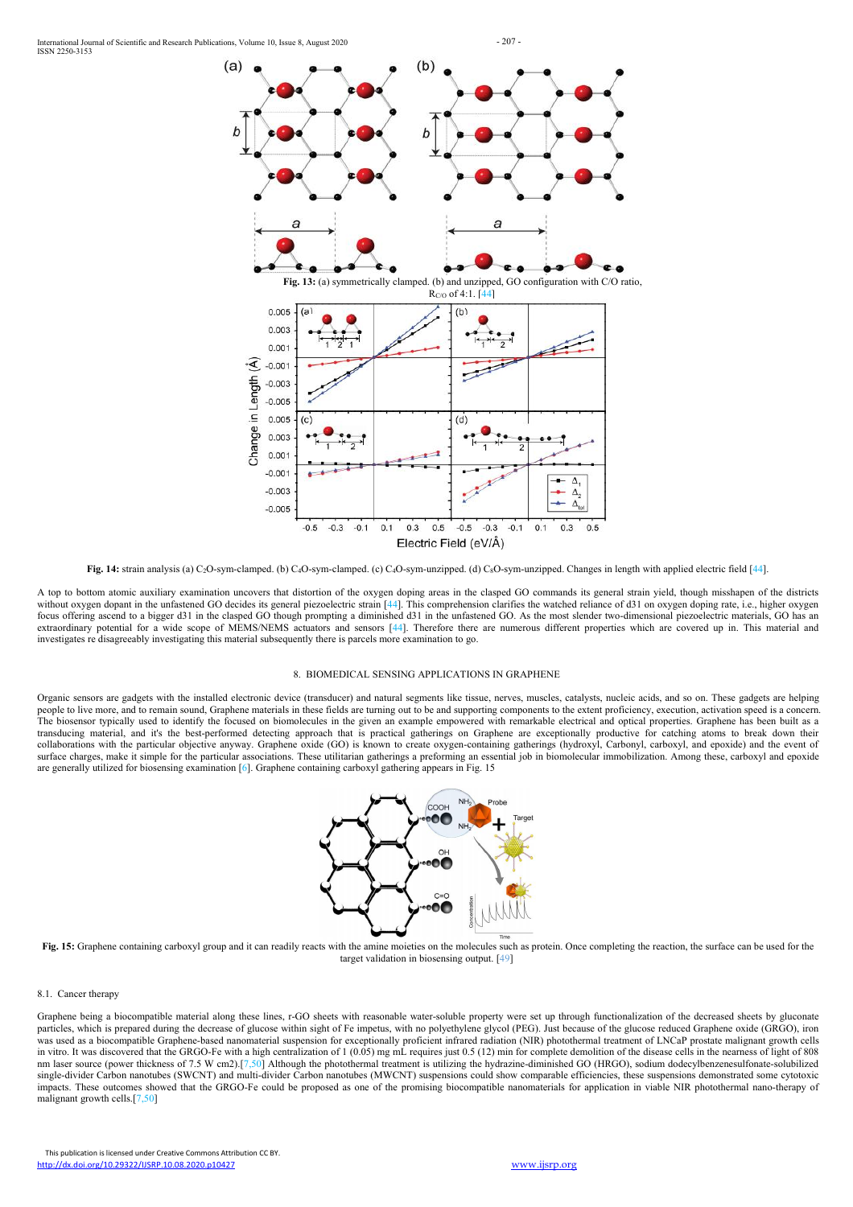**Fig. 13:** (a) symmetrically clamped. (b) and unzipped, GO configuration with C/O ratio, $R_{C/O}$ of 4:1. [44]

**Fig. 14:** strain analysis (a) $C_2O$-sym-clamped. (b) $C_4O$-sym-clamped. (c) $C_4O$-sym-unzipped. (d) $C_8O$-sym-unzipped. Changes in length with applied electric field [44].

A top to bottom atomic auxiliary examination uncovers that distortion of the oxygen doping areas in the clasped GO commands its general strain yield, though misshapen of the districts without oxygen dopant in the unfastened GO decides its general piezoelectric strain [44]. This comprehension clarifies the watched reliance of d31 on oxygen doping rate, i.e., higher oxygen focus offering ascend to a bigger d31 in the clasped GO though prompting a diminished d31 in the unfastened GO. As the most slender two-dimensional piezoelectric materials, GO has an extraordinary potential for a wide scope of MEMS/NEMS actuators and sensors [44]. Therefore there are numerous different properties which are covered up in. This material and investigates re disagreeably investigating this material subsequently there is parcels more examination to go.

## 8. BIOMEDICAL SENSING APPLICATIONS IN GRAPHENE

Organic sensors are gadgets with the installed electronic device (transducer) and natural segments like tissue, nerves, muscles, catalysts, nucleic acids, and so on. These gadgets are helping people to live more, and to remain sound, Graphene materials in these fields are turning out to be and supporting components to the extent proficiency, execution, activation speed is a concern. The biosensor typically used to identify the focused on biomolecules in the given an example empowered with remarkable electrical and optical properties. Graphene has been built as a transducing material, and it's the best-performed detecting approach that is practical gatherings on Graphene are exceptionally productive for catching atoms to break down their collaborations with the particular objective anyway. Graphene oxide (GO) is known to create oxygen-containing gatherings (hydroxyl, Carbonyl, carboxyl, and epoxide) and the event of surface charges, make it simple for the particular associations. These utilitarian gatherings a preforming an essential job in biomolecular immobilization. Among these, carboxyl and epoxide are generally utilized for biosensing examination [6]. Graphene containing carboxyl gathering appears in Fig. 15

**Fig. 15:** Graphene containing carboxyl group and it can readily reacts with the amine moieties on the molecules such as protein. Once completing the reaction, the surface can be used for the target validation in biosensing output. [49]

### 8.1. Cancer therapy

Graphene being a biocompatible material along these lines, r-GO sheets with reasonable water-soluble property were set up through functionalization of the decreased sheets by gluconate particles, which is prepared during the decrease of glucose within sight of Fe impetus, with no polyethylene glycol (PEG). Just because of the glucose reduced Graphene oxide (GRGO), iron was used as a biocompatible Graphene-based nanomaterial suspension for exceptionally proficient infrared radiation (NIR) photothermal treatment of LNCaP prostate malignant growth cells in vitro. It was discovered that the GRGO-Fe with a high centralization of 1 (0.05) mg mL requires just 0.5 (12) min for complete demolition of the disease cells in the nearness of light of 808 nm laser source (power thickness of 7.5 W cm2).[7,50] Although the photothermal treatment is utilizing the hydrazine-diminished GO (HRGO), sodium dodecylbenzenesulfonate-solubilized single-divider Carbon nanotubes (SWCNT) and multi-divider Carbon nanotubes (MWCNT) suspensions could show comparable efficiencies, these suspensions demonstrated some cytotoxic impacts. These outcomes showed that the GRGO-Fe could be proposed as one of the promising biocompatible nanomaterials for application in viable NIR photothermal nano-therapy of malignant growth cells.[7,50]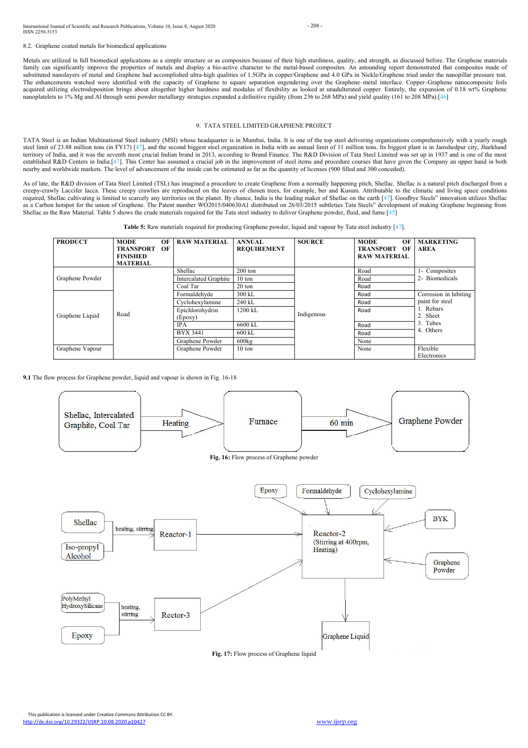8.2. Graphene coated metals for biomedical applications

Metals are utilized in full biomedical applications as a simple structure or as composites because of their high sturdiness, quality, and strength, as discussed before. The Graphene materials family can significantly improve the properties of metals and display a bio-active character to the metal-based composites. An astounding report demonstrated that composites made of substituted nanolayers of metal and Graphene had accomplished ultra-high qualities of 1.5GPa in copper/Graphene and 4.0 GPa in Nickle/Graphene tried under the nanopillar pressure test. The enhancements watched were identified with the capacity of Graphene to square separation engendering over the Graphene–metal interface. Copper–Graphene nanocomposite foils acquired utilizing electrodeposition brings about altogether higher hardness and modulus of flexibility as looked at unadulterated copper. Entirely, the expansion of 0.18 wt% Graphene nanoplatelets to 1% Mg and Al through semi powder metallurgy strategies expanded a definitive rigidity (from 236 to 268 MPa) and yield quality (161 to 208 MPa).[46]

## 9. TATA STEEL LIMITED GRAPHENE PROJECT

TATA Steel is an Indian Multinational Steel industry (MSI) whose headquarter is in Mumbai, India. It is one of the top steel delivering organizations comprehensively with a yearly rough steel limit of 23.88 million tons (in FY17) [47], and the second biggest steel organization in India with an annual limit of 11 million tons. Its biggest plant is in Jamshedpur city, Jharkhand territory of India, and it was the seventh most crucial Indian brand in 2013, according to Brand Finance. The R&D Division of Tata Steel Limited was set up in 1937 and is one of the most established R&D Centers in India.[47]. This Center has assumed a crucial job in the improvement of steel items and procedure courses that have given the Company an upper hand in both nearby and worldwide markets. The level of advancement of the inside can be estimated as far as the quantity of licenses (900 filled and 300 conceded).

As of late, the R&D division of Tata Steel Limited (TSL) has imagined a procedure to create Graphene from a normally happening pitch, Shellac. Shellac is a natural pitch discharged from a creepy-crawly Laccifer lacca. These creepy crawlies are reproduced on the leaves of chosen trees, for example, ber and Kusum. Attributable to the climatic and living space conditions required, Shellac cultivating is limited to scarcely any territories on the planet. By chance, India is the leading maker of Shellac on the earth [47]. Goodbye Steels" innovation utilizes Shellac as a Carbon hotspot for the union of Graphene. The Patent number WO2015/040630A1 distributed on 26/03/2015 subtleties Tata Steels" development of making Graphene beginning from Shellac as the Raw Material. Table 5 shows the crude materials required for the Tata steel industry to deliver Graphene powder, fluid, and fume.[45]

**Table 5:** Raw materials required for producing Graphene powder, liquid and vapour by Tata steel industry [47].

| PRODUCT | MODE OF TRANSPORT OF FINISHED MATERIAL | RAW MATERIAL | ANNUAL REQUIREMENT | SOURCE | MODE OF TRANSPORT OF RAW MATERIAL | MARKETING AREA |
|---|---|---|---|---|---|---|
| Graphene Powder | Road | Shellac | 200 ton | Indigenous | Road | 1- Composites 2- Biomedicals |
| | | Intercalated Graphite | 10 ton | | Road | |
| | | Coal Tar | 20 ton | | Road | |
| Graphene Liquid | | Formaldehyde | 300 kL | | Road | Corrosion in hibiting paint for steel 1. Rebars 2. Sheet 3. Tubes 4. Others |
| | | Cyclohexylamine | 240 kL | | Road | |
| | | Epichlorohydrin (Epoxy) | 1200 kL | | Road | |
| | | IPA | 6600 kL | | Road | |
| | | BYX 3441 | 600 kL | | Road | |
| | | Graphene Powder | 600kg | | None | |
| Graphene Vapour | | Graphene Powder | 10 ton | | None | Flexible Electronics |

**9.1** The flow process for Graphene powder, liquid and vapour is shown in Fig. 16-18

Shellac, Intercalated Graphite, Coal Tar → Heating → Furnace → 60 min → Graphene Powder

**Fig. 16:** Flow process of Graphene powder

Shellac + Iso-propyl Alcohol → heating, stirring → Reactor-1 → Reactor-2 (Stirring at 400rpm, Heating)

PolyMethyl HydroxySilicane + Epoxy → heating, stirring → Rector-3 → Reactor-2

Epoxy, Formaldehyde, Cyclohexylamine, BYK, Graphene Powder → Reactor-2 → Graphene Liquid

**Fig. 17:** Flow process of Graphene liquid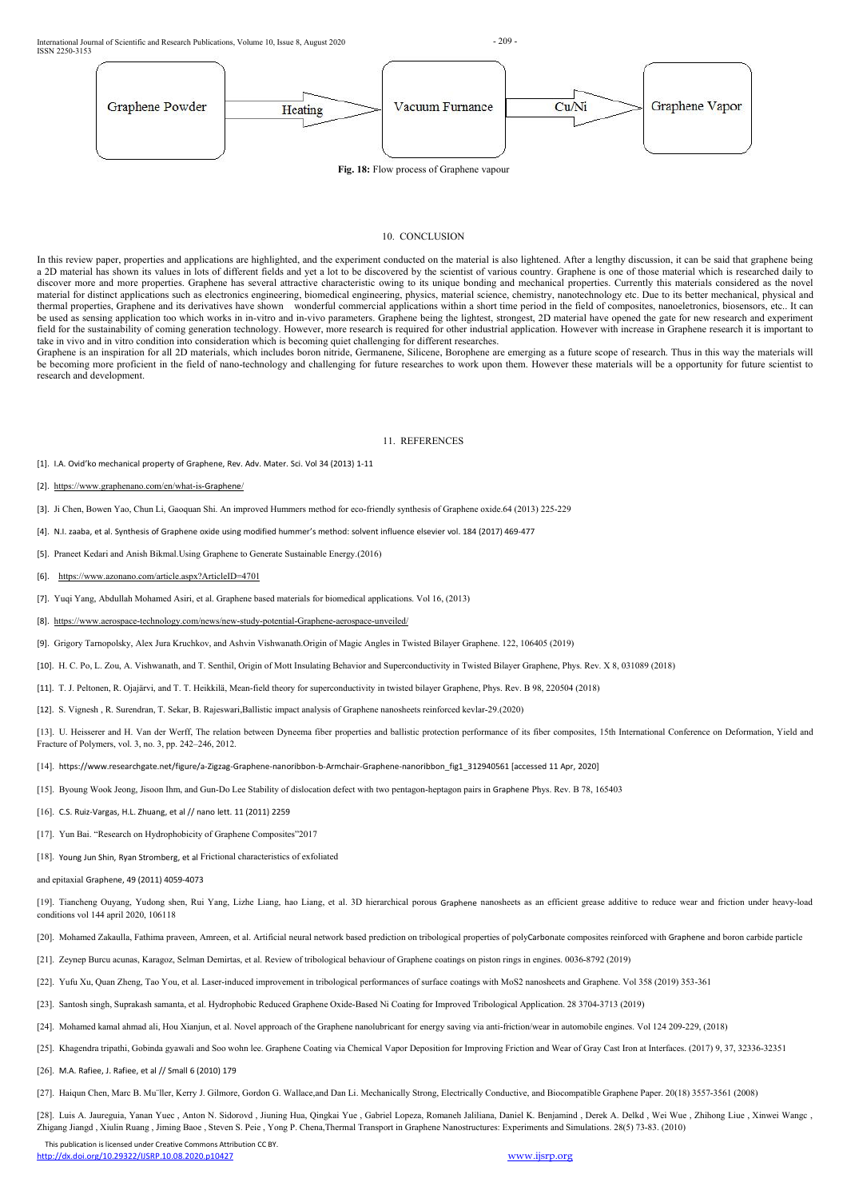Graphene Powder → Heating → Vacuum Furnance → Cu/Ni → Graphene Vapor

**Fig. 18:** Flow process of Graphene vapour

## 10. CONCLUSION

In this review paper, properties and applications are highlighted, and the experiment conducted on the material is also lightened. After a lengthy discussion, it can be said that graphene being a 2D material has shown its values in lots of different fields and yet a lot to be discovered by the scientist of various country. Graphene is one of those material which is researched daily to discover more and more properties. Graphene has several attractive characteristic owing to its unique bonding and mechanical properties. Currently this materials considered as the novel material for distinct applications such as electronics engineering, biomedical engineering, physics, material science, chemistry, nanotechnology etc. Due to its better mechanical, physical and thermal properties, Graphene and its derivatives have shown wonderful commercial applications within a short time period in the field of composites, nanoeletronics, biosensors, etc.. It can be used as sensing application too which works in in-vitro and in-vivo parameters. Graphene being the lightest, strongest, 2D material have opened the gate for new research and experiment field for the sustainability of coming generation technology. However, more research is required for other industrial application. However with increase in Graphene research it is important to take in vivo and in vitro condition into consideration which is becoming quiet challenging for different researches.

Graphene is an inspiration for all 2D materials, which includes boron nitride, Germanene, Silicene, Borophene are emerging as a future scope of research. Thus in this way the materials will be becoming more proficient in the field of nano-technology and challenging for future researches to work upon them. However these materials will be a opportunity for future scientist to research and development.

## 11. REFERENCES

[1]. I.A. Ovid'ko mechanical property of Graphene, Rev. Adv. Mater. Sci. Vol 34 (2013) 1-11

[2]. https://www.graphenano.com/en/what-is-Graphene/

[3]. Ji Chen, Bowen Yao, Chun Li, Gaoquan Shi. An improved Hummers method for eco-friendly synthesis of Graphene oxide.64 (2013) 225-229

[4]. N.I. zaaba, et al. Synthesis of Graphene oxide using modified hummer's method: solvent influence elsevier vol. 184 (2017) 469-477

[5]. Praneet Kedari and Anish Bikmal.Using Graphene to Generate Sustainable Energy.(2016)

[6]. https://www.azonano.com/article.aspx?ArticleID=4701

[7]. Yuqi Yang, Abdullah Mohamed Asiri, et al. Graphene based materials for biomedical applications. Vol 16, (2013)

[8]. https://www.aerospace-technology.com/news/new-study-potential-Graphene-aerospace-unveiled/

[9]. Grigory Tarnopolsky, Alex Jura Kruchkov, and Ashvin Vishwanath.Origin of Magic Angles in Twisted Bilayer Graphene. 122, 106405 (2019)

[10]. H. C. Po, L. Zou, A. Vishwanath, and T. Senthil, Origin of Mott Insulating Behavior and Superconductivity in Twisted Bilayer Graphene, Phys. Rev. X 8, 031089 (2018)

[11]. T. J. Peltonen, R. Ojajärvi, and T. T. Heikkilä, Mean-field theory for superconductivity in twisted bilayer Graphene, Phys. Rev. B 98, 220504 (2018)

[12]. S. Vignesh , R. Surendran, T. Sekar, B. Rajeswari,Ballistic impact analysis of Graphene nanosheets reinforced kevlar-29.(2020)

[13]. U. Heisserer and H. Van der Werff, The relation between Dyneema fiber properties and ballistic protection performance of its fiber composites, 15th International Conference on Deformation, Yield and Fracture of Polymers, vol. 3, no. 3, pp. 242–246, 2012.

[14]. https://www.researchgate.net/figure/a-Zigzag-Graphene-nanoribbon-b-Armchair-Graphene-nanoribbon_fig1_312940561 [accessed 11 Apr, 2020]

[15]. Byoung Wook Jeong, Jisoon Ihm, and Gun-Do Lee Stability of dislocation defect with two pentagon-heptagon pairs in Graphene Phys. Rev. B 78, 165403

[16]. C.S. Ruiz-Vargas, H.L. Zhuang, et al // nano lett. 11 (2011) 2259

[17]. Yun Bai. "Research on Hydrophobicity of Graphene Composites"2017

[18]. Young Jun Shin, Ryan Stromberg, et al Frictional characteristics of exfoliated and epitaxial Graphene, 49 (2011) 4059-4073

[19]. Tiancheng Ouyang, Yudong shen, Rui Yang, Lizhe Liang, hao Liang, et al. 3D hierarchical porous Graphene nanosheets as an efficient grease additive to reduce wear and friction under heavy-load conditions vol 144 april 2020, 106118

[20]. Mohamed Zakaulla, Fathima praveen, Amreen, et al. Artificial neural network based prediction on tribological properties of polyCarbonate composites reinforced with Graphene and boron carbide particle

[21]. Zeynep Burcu acunas, Karagoz, Selman Demirtas, et al. Review of tribological behaviour of Graphene coatings on piston rings in engines. 0036-8792 (2019)

[22]. Yufu Xu, Quan Zheng, Tao You, et al. Laser-induced improvement in tribological performances of surface coatings with MoS2 nanosheets and Graphene. Vol 358 (2019) 353-361

[23]. Santosh singh, Suprakash samanta, et al. Hydrophobic Reduced Graphene Oxide-Based Ni Coating for Improved Tribological Application. 28 3704-3713 (2019)

[24]. Mohamed kamal ahmad ali, Hou Xianjun, et al. Novel approach of the Graphene nanolubricant for energy saving via anti-friction/wear in automobile engines. Vol 124 209-229, (2018)

[25]. Khagendra tripathi, Gobinda gyawali and Soo wohn lee. Graphene Coating via Chemical Vapor Deposition for Improving Friction and Wear of Gray Cast Iron at Interfaces. (2017) 9, 37, 32336-32351

[26]. M.A. Rafiee, J. Rafiee, et al // Small 6 (2010) 179

[27]. Haiqun Chen, Marc B. Mu¨ller, Kerry J. Gilmore, Gordon G. Wallace,and Dan Li. Mechanically Strong, Electrically Conductive, and Biocompatible Graphene Paper. 20(18) 3557-3561 (2008)

[28]. Luis A. Jaureguia, Yanan Yuec , Anton N. Sidorovd , Jiuning Hua, Qingkai Yue , Gabriel Lopeza, Romaneh Jaliliana, Daniel K. Benjamind , Derek A. Delkd , Wei Wue , Zhihong Liue , Xinwei Wangc , Zhigang Jiangd , Xiulin Ruang , Jiming Baoe , Steven S. Peie , Yong P. Chena,Thermal Transport in Graphene Nanostructures: Experiments and Simulations. 28(5) 73-83. (2010)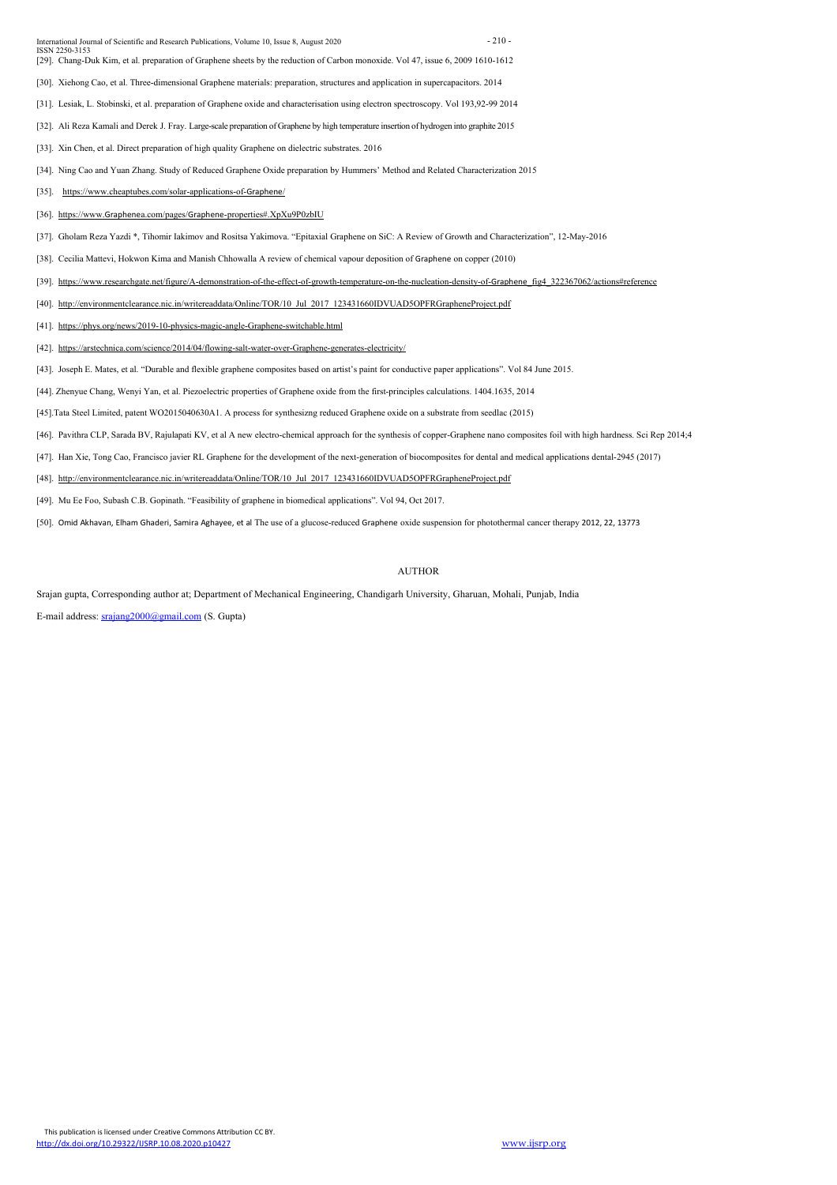[29]. Chang-Duk Kim, et al. preparation of Graphene sheets by the reduction of Carbon monoxide. Vol 47, issue 6, 2009 1610-1612

[30]. Xiehong Cao, et al. Three-dimensional Graphene materials: preparation, structures and application in supercapacitors. 2014

[31]. Lesiak, L. Stobinski, et al. preparation of Graphene oxide and characterisation using electron spectroscopy. Vol 193,92-99 2014

[32]. Ali Reza Kamali and Derek J. Fray. Large-scale preparation of Graphene by high temperature insertion of hydrogen into graphite 2015

[33]. Xin Chen, et al. Direct preparation of high quality Graphene on dielectric substrates. 2016

[34]. Ning Cao and Yuan Zhang. Study of Reduced Graphene Oxide preparation by Hummers' Method and Related Characterization 2015

[35]. https://www.cheaptubes.com/solar-applications-of-Graphene/

[36]. https://www.Graphenea.com/pages/Graphene-properties#.XpXu9P0zbIU

[37]. Gholam Reza Yazdi *, Tihomir Iakimov and Rositsa Yakimova. "Epitaxial Graphene on SiC: A Review of Growth and Characterization", 12-May-2016

[38]. Cecilia Mattevi, Hokwon Kima and Manish Chhowalla A review of chemical vapour deposition of Graphene on copper (2010)

[39]. https://www.researchgate.net/figure/A-demonstration-of-the-effect-of-growth-temperature-on-the-nucleation-density-of-Graphene_fig4_322367062/actions#reference

[40]. http://environmentclearance.nic.in/writereaddata/Online/TOR/10_Jul_2017_123431660IDVUAD5OPFRGrapheneProject.pdf

[41]. https://phys.org/news/2019-10-physics-magic-angle-Graphene-switchable.html

[42]. https://arstechnica.com/science/2014/04/flowing-salt-water-over-Graphene-generates-electricity/

[43]. Joseph E. Mates, et al. "Durable and flexible graphene composites based on artist's paint for conductive paper applications". Vol 84 June 2015.

[44]. Zhenyue Chang, Wenyi Yan, et al. Piezoelectric properties of Graphene oxide from the first-principles calculations. 1404.1635, 2014

[45].Tata Steel Limited, patent WO2015040630A1. A process for synthesizng reduced Graphene oxide on a substrate from seedlac (2015)

[46]. Pavithra CLP, Sarada BV, Rajulapati KV, et al A new electro-chemical approach for the synthesis of copper-Graphene nano composites foil with high hardness. Sci Rep 2014;4

[47]. Han Xie, Tong Cao, Francisco javier RL Graphene for the development of the next-generation of biocomposites for dental and medical applications dental-2945 (2017)

[48]. http://environmentclearance.nic.in/writereaddata/Online/TOR/10_Jul_2017_123431660IDVUAD5OPFRGrapheneProject.pdf

[49]. Mu Ee Foo, Subash C.B. Gopinath. "Feasibility of graphene in biomedical applications". Vol 94, Oct 2017.

[50]. Omid Akhavan, Elham Ghaderi, Samira Aghayee, et al The use of a glucose-reduced Graphene oxide suspension for photothermal cancer therapy 2012, 22, 13773

## AUTHOR

Srajan gupta, Corresponding author at; Department of Mechanical Engineering, Chandigarh University, Gharuan, Mohali, Punjab, India

E-mail address: srajang2000@gmail.com (S. Gupta)

This publication is licensed under Creative Commons Attribution CC BY.
http://dx.doi.org/10.29322/IJSRP.10.08.2020.p10427